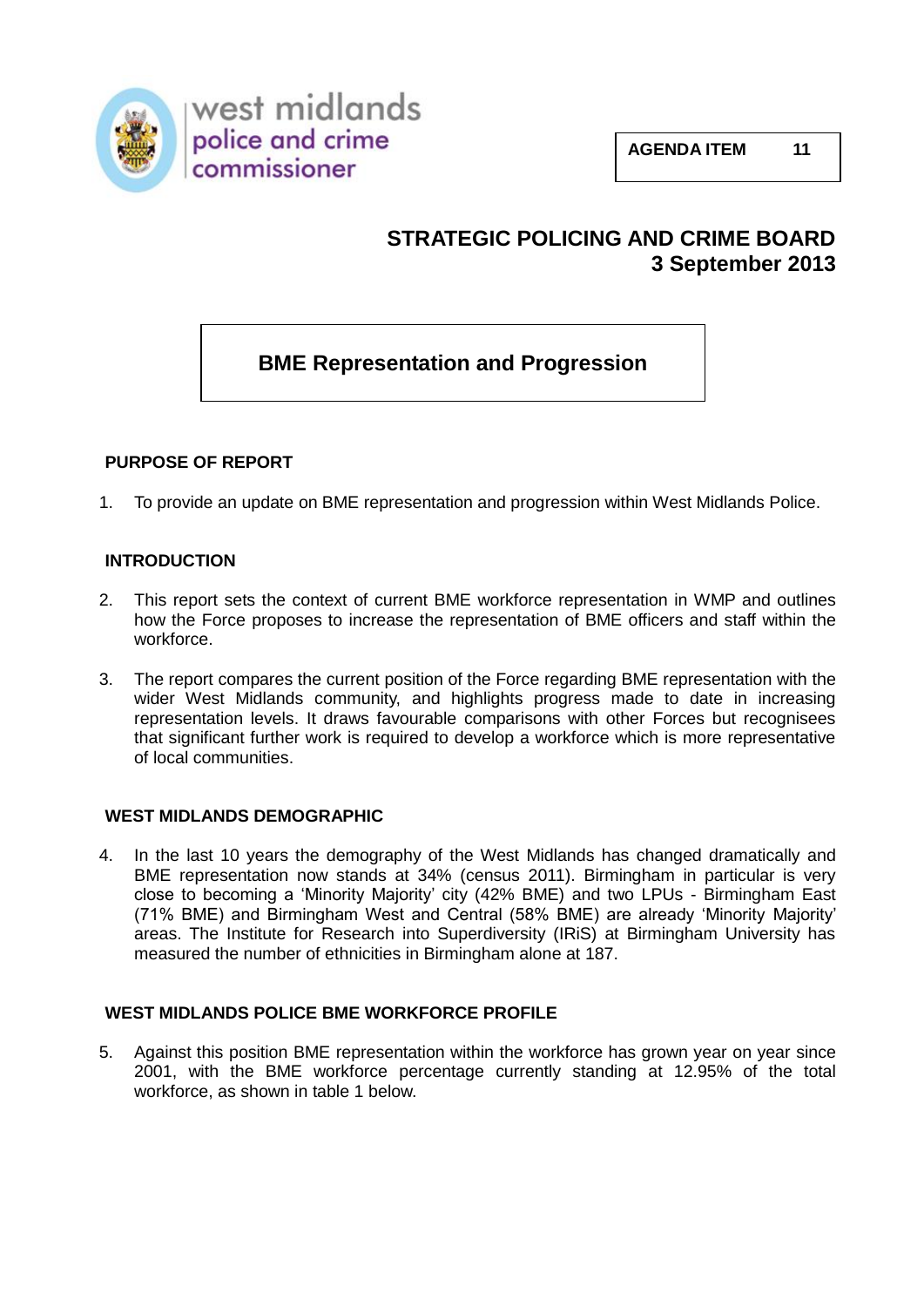west midlands police and crime commissioner

**AGENDA ITEM 11**

## STRATEGIC POLICING AND CRIME BOARD
## 3 September 2013

# BME Representation and Progression

### PURPOSE OF REPORT

1. To provide an update on BME representation and progression within West Midlands Police.

### INTRODUCTION

2. This report sets the context of current BME workforce representation in WMP and outlines how the Force proposes to increase the representation of BME officers and staff within the workforce.

3. The report compares the current position of the Force regarding BME representation with the wider West Midlands community, and highlights progress made to date in increasing representation levels. It draws favourable comparisons with other Forces but recognisees that significant further work is required to develop a workforce which is more representative of local communities.

### WEST MIDLANDS DEMOGRAPHIC

4. In the last 10 years the demography of the West Midlands has changed dramatically and BME representation now stands at 34% (census 2011). Birmingham in particular is very close to becoming a 'Minority Majority' city (42% BME) and two LPUs - Birmingham East (71% BME) and Birmingham West and Central (58% BME) are already 'Minority Majority' areas. The Institute for Research into Superdiversity (IRiS) at Birmingham University has measured the number of ethnicities in Birmingham alone at 187.

### WEST MIDLANDS POLICE BME WORKFORCE PROFILE

5. Against this position BME representation within the workforce has grown year on year since 2001, with the BME workforce percentage currently standing at 12.95% of the total workforce, as shown in table 1 below.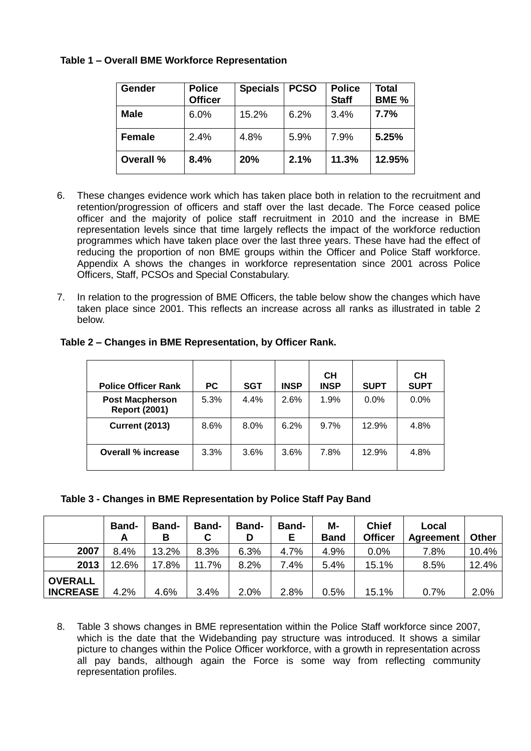**Table 1 – Overall BME Workforce Representation**

| Gender | Police Officer | Specials | PCSO | Police Staff | Total BME % |
|---|---|---|---|---|---|
| **Male** | 6.0% | 15.2% | 6.2% | 3.4% | **7.7%** |
| **Female** | 2.4% | 4.8% | 5.9% | 7.9% | **5.25%** |
| **Overall %** | **8.4%** | **20%** | **2.1%** | **11.3%** | **12.95%** |

6. These changes evidence work which has taken place both in relation to the recruitment and retention/progression of officers and staff over the last decade. The Force ceased police officer and the majority of police staff recruitment in 2010 and the increase in BME representation levels since that time largely reflects the impact of the workforce reduction programmes which have taken place over the last three years. These have had the effect of reducing the proportion of non BME groups within the Officer and Police Staff workforce. Appendix A shows the changes in workforce representation since 2001 across Police Officers, Staff, PCSOs and Special Constabulary.

7. In relation to the progression of BME Officers, the table below show the changes which have taken place since 2001. This reflects an increase across all ranks as illustrated in table 2 below.

**Table 2 – Changes in BME Representation, by Officer Rank.**

| Police Officer Rank | PC | SGT | INSP | CH INSP | SUPT | CH SUPT |
|---|---|---|---|---|---|---|
| **Post Macpherson Report (2001)** | 5.3% | 4.4% | 2.6% | 1.9% | 0.0% | 0.0% |
| **Current (2013)** | 8.6% | 8.0% | 6.2% | 9.7% | 12.9% | 4.8% |
| **Overall % increase** | 3.3% | 3.6% | 3.6% | 7.8% | 12.9% | 4.8% |

**Table 3 - Changes in BME Representation by Police Staff Pay Band**

| | Band-A | Band-B | Band-C | Band-D | Band-E | M-Band | Chief Officer | Local Agreement | Other |
|---|---|---|---|---|---|---|---|---|---|
| **2007** | 8.4% | 13.2% | 8.3% | 6.3% | 4.7% | 4.9% | 0.0% | 7.8% | 10.4% |
| **2013** | 12.6% | 17.8% | 11.7% | 8.2% | 7.4% | 5.4% | 15.1% | 8.5% | 12.4% |
| **OVERALL INCREASE** | 4.2% | 4.6% | 3.4% | 2.0% | 2.8% | 0.5% | 15.1% | 0.7% | 2.0% |

8. Table 3 shows changes in BME representation within the Police Staff workforce since 2007, which is the date that the Widebanding pay structure was introduced. It shows a similar picture to changes within the Police Officer workforce, with a growth in representation across all pay bands, although again the Force is some way from reflecting community representation profiles.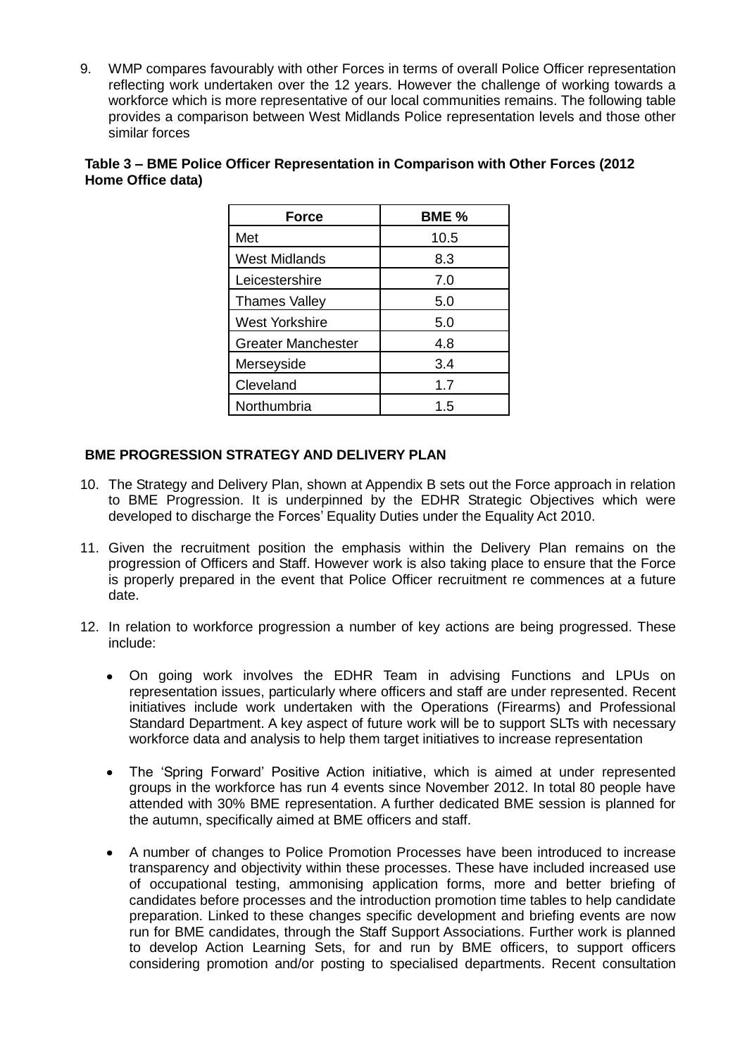9. WMP compares favourably with other Forces in terms of overall Police Officer representation reflecting work undertaken over the 12 years. However the challenge of working towards a workforce which is more representative of our local communities remains. The following table provides a comparison between West Midlands Police representation levels and those other similar forces

**Table 3 – BME Police Officer Representation in Comparison with Other Forces (2012 Home Office data)**

| Force | BME % |
|---|---|
| Met | 10.5 |
| West Midlands | 8.3 |
| Leicestershire | 7.0 |
| Thames Valley | 5.0 |
| West Yorkshire | 5.0 |
| Greater Manchester | 4.8 |
| Merseyside | 3.4 |
| Cleveland | 1.7 |
| Northumbria | 1.5 |

## BME PROGRESSION STRATEGY AND DELIVERY PLAN

10. The Strategy and Delivery Plan, shown at Appendix B sets out the Force approach in relation to BME Progression. It is underpinned by the EDHR Strategic Objectives which were developed to discharge the Forces' Equality Duties under the Equality Act 2010.

11. Given the recruitment position the emphasis within the Delivery Plan remains on the progression of Officers and Staff. However work is also taking place to ensure that the Force is properly prepared in the event that Police Officer recruitment re commences at a future date.

12. In relation to workforce progression a number of key actions are being progressed. These include:

    - On going work involves the EDHR Team in advising Functions and LPUs on representation issues, particularly where officers and staff are under represented. Recent initiatives include work undertaken with the Operations (Firearms) and Professional Standard Department. A key aspect of future work will be to support SLTs with necessary workforce data and analysis to help them target initiatives to increase representation

    - The 'Spring Forward' Positive Action initiative, which is aimed at under represented groups in the workforce has run 4 events since November 2012. In total 80 people have attended with 30% BME representation. A further dedicated BME session is planned for the autumn, specifically aimed at BME officers and staff.

    - A number of changes to Police Promotion Processes have been introduced to increase transparency and objectivity within these processes. These have included increased use of occupational testing, ammonising application forms, more and better briefing of candidates before processes and the introduction promotion time tables to help candidate preparation. Linked to these changes specific development and briefing events are now run for BME candidates, through the Staff Support Associations. Further work is planned to develop Action Learning Sets, for and run by BME officers, to support officers considering promotion and/or posting to specialised departments. Recent consultation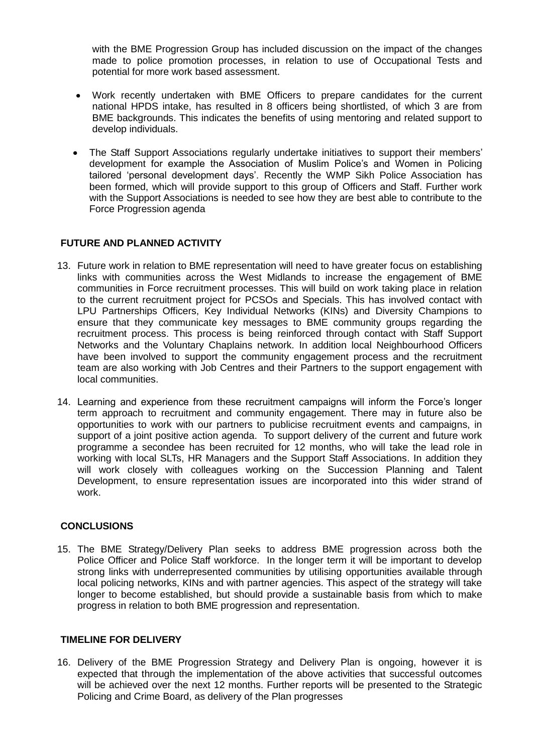with the BME Progression Group has included discussion on the impact of the changes made to police promotion processes, in relation to use of Occupational Tests and potential for more work based assessment.

- Work recently undertaken with BME Officers to prepare candidates for the current national HPDS intake, has resulted in 8 officers being shortlisted, of which 3 are from BME backgrounds. This indicates the benefits of using mentoring and related support to develop individuals.
- The Staff Support Associations regularly undertake initiatives to support their members' development for example the Association of Muslim Police's and Women in Policing tailored 'personal development days'. Recently the WMP Sikh Police Association has been formed, which will provide support to this group of Officers and Staff. Further work with the Support Associations is needed to see how they are best able to contribute to the Force Progression agenda

**FUTURE AND PLANNED ACTIVITY**

13. Future work in relation to BME representation will need to have greater focus on establishing links with communities across the West Midlands to increase the engagement of BME communities in Force recruitment processes. This will build on work taking place in relation to the current recruitment project for PCSOs and Specials. This has involved contact with LPU Partnerships Officers, Key Individual Networks (KINs) and Diversity Champions to ensure that they communicate key messages to BME community groups regarding the recruitment process. This process is being reinforced through contact with Staff Support Networks and the Voluntary Chaplains network. In addition local Neighbourhood Officers have been involved to support the community engagement process and the recruitment team are also working with Job Centres and their Partners to the support engagement with local communities.

14. Learning and experience from these recruitment campaigns will inform the Force's longer term approach to recruitment and community engagement. There may in future also be opportunities to work with our partners to publicise recruitment events and campaigns, in support of a joint positive action agenda. To support delivery of the current and future work programme a secondee has been recruited for 12 months, who will take the lead role in working with local SLTs, HR Managers and the Support Staff Associations. In addition they will work closely with colleagues working on the Succession Planning and Talent Development, to ensure representation issues are incorporated into this wider strand of work.

**CONCLUSIONS**

15. The BME Strategy/Delivery Plan seeks to address BME progression across both the Police Officer and Police Staff workforce. In the longer term it will be important to develop strong links with underrepresented communities by utilising opportunities available through local policing networks, KINs and with partner agencies. This aspect of the strategy will take longer to become established, but should provide a sustainable basis from which to make progress in relation to both BME progression and representation.

**TIMELINE FOR DELIVERY**

16. Delivery of the BME Progression Strategy and Delivery Plan is ongoing, however it is expected that through the implementation of the above activities that successful outcomes will be achieved over the next 12 months. Further reports will be presented to the Strategic Policing and Crime Board, as delivery of the Plan progresses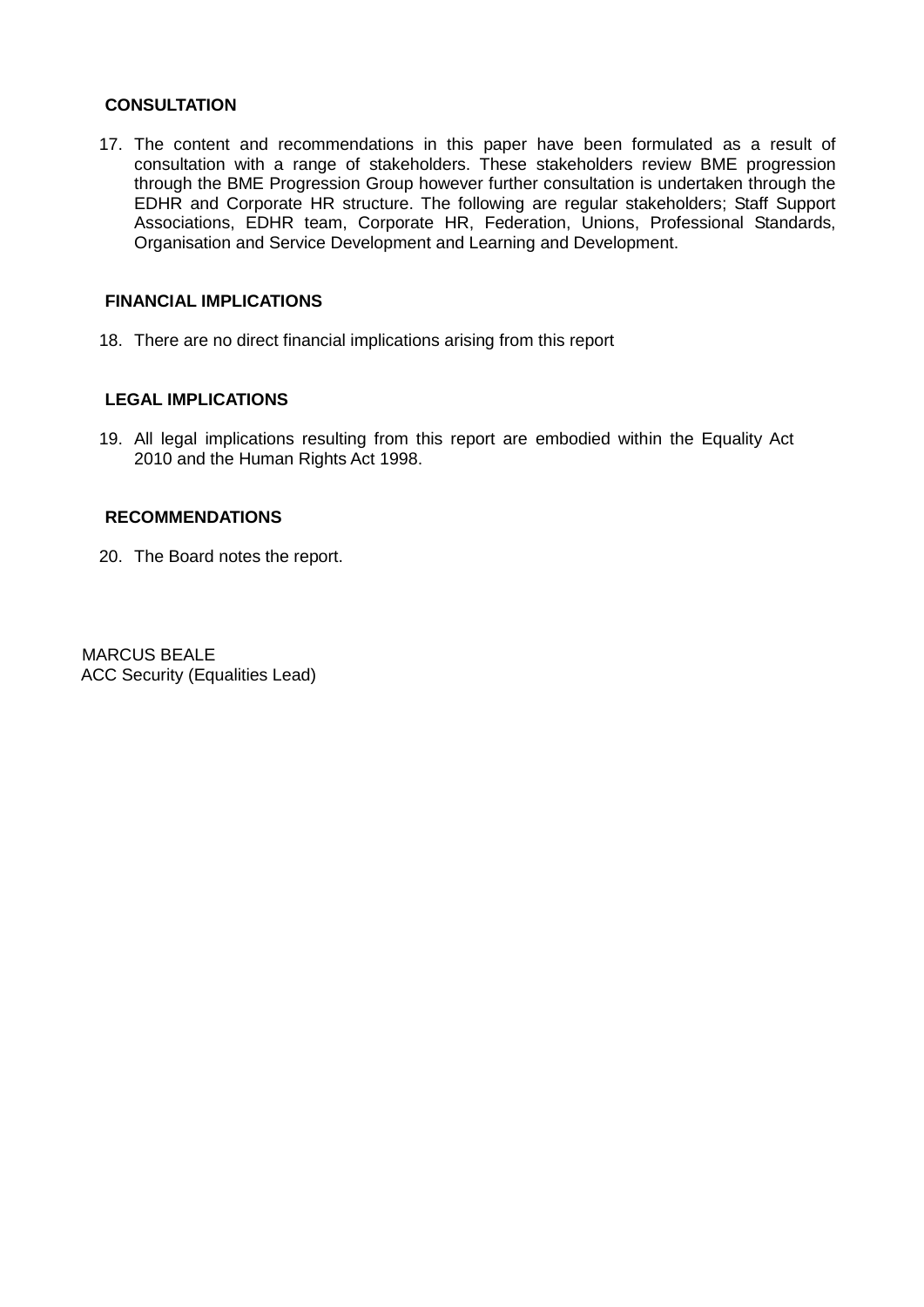## CONSULTATION

17. The content and recommendations in this paper have been formulated as a result of consultation with a range of stakeholders. These stakeholders review BME progression through the BME Progression Group however further consultation is undertaken through the EDHR and Corporate HR structure. The following are regular stakeholders; Staff Support Associations, EDHR team, Corporate HR, Federation, Unions, Professional Standards, Organisation and Service Development and Learning and Development.

## FINANCIAL IMPLICATIONS

18. There are no direct financial implications arising from this report

## LEGAL IMPLICATIONS

19. All legal implications resulting from this report are embodied within the Equality Act 2010 and the Human Rights Act 1998.

## RECOMMENDATIONS

20. The Board notes the report.

MARCUS BEALE
ACC Security (Equalities Lead)